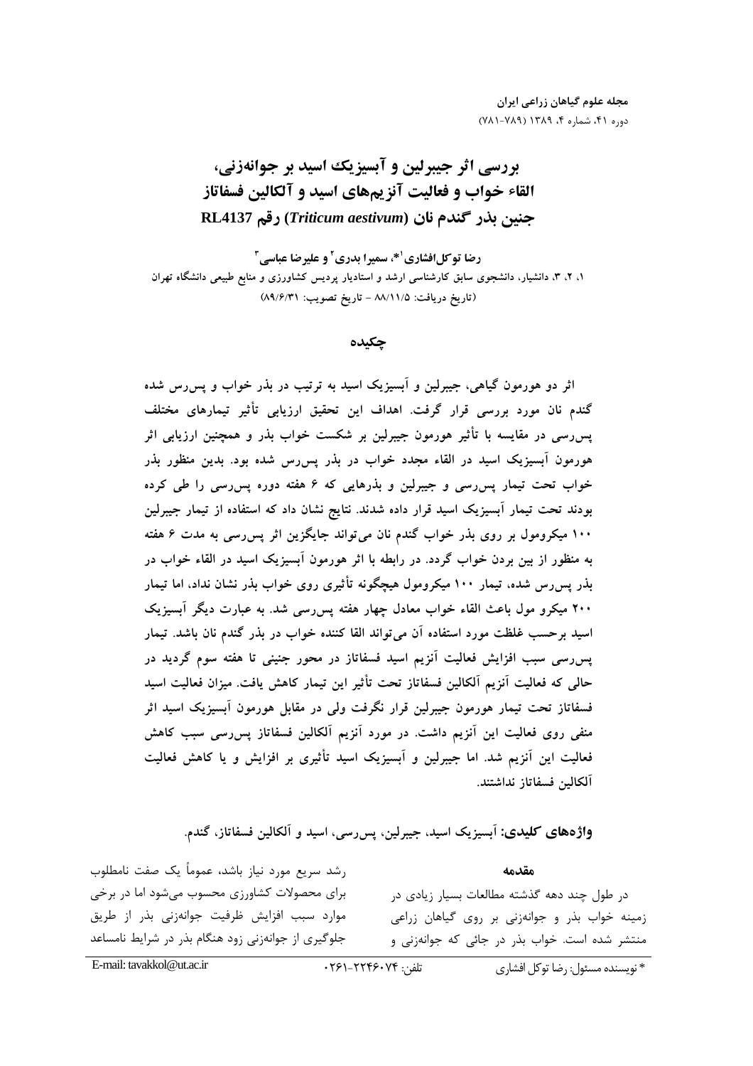# بررسی اثر جیبرلین و آبسیزیک اسید بر جوانه‌زنی، القاء خواب و فعالیت آنزیم‌های اسید و آلکالین فسفاتاز جنین بذر گندم نان (*Triticum aestivum*) رقم RL4137

**رضا توکل‌افشاری[1]*، سمیرا بدری[2] و علیرضا عباسی[3]**

۱، ۲، ۳، دانشیار، دانشجوی سابق کارشناسی ارشد و استادیار پردیس کشاورزی و منابع طبیعی دانشگاه تهران

(تاریخ دریافت: ۸۸/۱۱/۵ - تاریخ تصویب: ۸۹/۶/۳۱)

## چکیده

اثر دو هورمون گیاهی، جیبرلین و آبسیزیک اسید به ترتیب در بذر خواب و پس‌رس شده گندم نان مورد بررسی قرار گرفت. اهداف این تحقیق ارزیابی تأثیر تیمارهای مختلف پس‌رسی در مقایسه با تأثیر هورمون جیبرلین بر شکست خواب بذر و همچنین ارزیابی اثر هورمون آبسیزیک اسید در القاء مجدد خواب در بذر پس‌رس شده بود. بدین منظور بذر خواب تحت تیمار پس‌رسی و جیبرلین و بذرهایی که ۶ هفته دوره پس‌رسی را طی کرده بودند تحت تیمار آبسیزیک اسید قرار داده شدند. نتایج نشان داد که استفاده از تیمار جیبرلین ۱۰۰ میکرومول بر روی بذر خواب گندم نان می‌تواند جایگزین اثر پس‌رسی به مدت ۶ هفته به منظور از بین بردن خواب گردد. در رابطه با اثر هورمون آبسیزیک اسید در القاء خواب در بذر پس‌رس شده، تیمار ۱۰۰ میکرومول هیچگونه تأثیری روی خواب بذر نشان نداد، اما تیمار ۲۰۰ میکرو مول باعث القاء خواب معادل چهار هفته پس‌رسی شد. به عبارت دیگر آبسیزیک اسید برحسب غلظت مورد استفاده آن می‌تواند القا کننده خواب در بذر گندم نان باشد. تیمار پس‌رسی سبب افزایش فعالیت آنزیم اسید فسفاتاز در محور جنینی تا هفته سوم گردید در حالی که فعالیت آنزیم آلکالین فسفاتاز تحت تأثیر این تیمار کاهش یافت. میزان فعالیت اسید فسفاتاز تحت تیمار هورمون جیبرلین قرار نگرفت ولی در مقابل هورمون آبسیزیک اسید اثر منفی روی فعالیت این آنزیم داشت. در مورد آنزیم آلکالین فسفاتاز پس‌رسی سبب کاهش فعالیت این آنزیم شد. اما جیبرلین و آبسیزیک اسید تأثیری بر افزایش و یا کاهش فعالیت آلکالین فسفاتاز نداشتند.

**واژه‌های کلیدی:** آبسیزیک اسید، جیبرلین، پس‌رسی، اسید و آلکالین فسفاتاز، گندم.

## مقدمه

در طول چند دهه گذشته مطالعات بسیار زیادی در زمینه خواب بذر و جوانه‌زنی بر روی گیاهان زراعی منتشر شده است. خواب بذر در جائی که جوانه‌زنی و رشد سریع مورد نیاز باشد، عموماً یک صفت نامطلوب برای محصولات کشاورزی محسوب می‌شود اما در برخی موارد سبب افزایش ظرفیت جوانه‌زنی بذر از طریق جلوگیری از جوانه‌زنی زود هنگام بذر در شرایط نامساعد

---

* نویسنده مسئول: رضا توکل افشاری تلفن: ۰۲۶۱-۲۲۴۶۰۷۴ E-mail: tavakkol@ut.ac.ir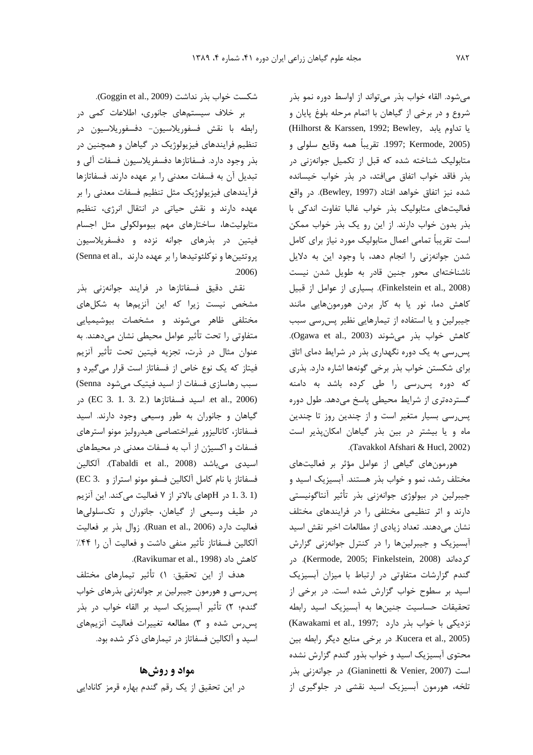می‌شود. القاء خواب بذر می‌تواند از اواسط دوره نمو بذر شروع و در برخی از گیاهان با اتمام مرحله بلوغ پایان و یا تداوم یابد (Hilhorst & Karssen, 1992; Bewley, 1997; Kermode, 2005). تقریباً همه وقایع سلولی و متابولیک شناخته شده که قبل از تکمیل جوانه‌زنی در بذر فاقد خواب اتفاق می‌افتد، در بذر خواب خیسانده شده نیز اتفاق خواهد افتاد (Bewley, 1997). در واقع فعالیت‌های متابولیک بذر خواب غالبا تفاوت اندکی با بذر بدون خواب دارند. از این رو یک بذر خواب ممکن است تقریباً تمامی اعمال متابولیک مورد نیاز برای کامل شدن جوانه‌زنی را انجام دهد، با وجود این به دلایل ناشناخته‌ای محور جنین قادر به طویل شدن نیست (Finkelstein et al., 2008). بسیاری از عوامل از قبیل کاهش دما، نور یا به کار بردن هورمون‌هایی مانند جیبرلین و یا استفاده از تیمارهایی نظیر پس‌رسی سبب کاهش خواب بذر می‌شوند (Ogawa et al., 2003). پس‌رسی به یک دوره نگهداری بذر در شرایط دمای اتاق برای شکستن خواب بذر برخی گونه‌ها اشاره دارد. بذری که دوره پس‌رسی را طی کرده باشد به دامنه گسترده‌تری از شرایط محیطی پاسخ می‌دهد. طول دوره پس‌رسی بسیار متغیر است و از چندین روز تا چندین ماه و یا بیشتر در بین بذر گیاهان امکان‌پذیر است (Tavakkol Afshari & Hucl, 2002).

هورمون‌های گیاهی از عوامل مؤثر بر فعالیت‌های مختلف رشد، نمو و خواب بذر هستند. آبسیزیک اسید و جیبرلین در بیولوژی جوانه‌زنی بذر تأثیر آنتاگونیستی دارند و اثر تنظیمی مختلفی را در فرایندهای مختلف نشان می‌دهند. تعداد زیادی از مطالعات اخیر نقش اسید آبسیزیک و جیبرلین‌ها را در کنترل جوانه‌زنی گزارش کرده‌اند (Kermode, 2005; Finkelstein, 2008). در گندم گزارشات متفاوتی در ارتباط با میزان آبسیزیک اسید بر سطوح خواب گزارش شده است. در برخی از تحقیقات حساسیت جنین‌ها به آبسیزیک اسید رابطه نزدیکی با خواب بذر دارد (Kawakami et al., 1997; Kucera et al., 2005). در برخی منابع دیگر رابطه بین محتوی آبسیزیک اسید و خواب بذور گندم گزارش نشده است (Gianinetti & Venier, 2007). در جوانه‌زنی بذر تلخه، هورمون آبسیزیک اسید نقشی در جلوگیری از شکست خواب بذر نداشت (Goggin et al., 2009).

بر خلاف سیستم‌های جانوری، اطلاعات کمی در رابطه با نقش فسفوریلاسیون- دفسفوریلاسیون در تنظیم فرایندهای فیزیولوژیک در گیاهان و همچنین در بذر وجود دارد. فسفاتازها دفسفریلاسیون فسفات آلی و تبدیل آن به فسفات معدنی را بر عهده دارند. فسفاتازها فرآیندهای فیزیولوژیک مثل تنظیم فسفات معدنی را بر عهده دارند و نقش حیاتی در انتقال انرژی، تنظیم متابولیت‌ها، ساختارهای مهم بیومولکولی مثل اجسام فیتین در بذرهای جوانه نزده و دفسفریلاسیون پروتئین‌ها و نوکلئوتیدها را بر عهده دارند (Senna et al., 2006).

نقش دقیق فسفاتازها در فرایند جوانه‌زنی بذر مشخص نیست زیرا که این آنزیم‌ها به شکل‌های مختلفی ظاهر می‌شوند و مشخصات بیوشیمیایی متفاوتی را تحت تأثیر عوامل محیطی نشان می‌دهند. به عنوان مثال در ذرت، تجزیه فیتین تحت تأثیر آنزیم فیتاز که یک نوع خاص از فسفاتاز است قرار می‌گیرد و سبب رهاسازی فسفات از اسید فیتیک می‌شود (Senna et al., 2006). اسید فسفاتازها (EC 3. 1. 3. 2.) در گیاهان و جانوران به طور وسیعی وجود دارند. اسید فسفاتاز، کاتالیزور غیراختصاصی هیدرولیز مونو استرهای فسفات و اکسیژن از آب به فسفات معدنی در محیط‌های اسیدی می‌باشد (Tabaldi et al., 2008). آلکالین فسفاتاز با نام کامل آلکالین فسفو مونو استراز و (EC 3. 1. 3. 1) در pHهای بالاتر از ۷ فعالیت می‌کند. این آنزیم در طیف وسیعی از گیاهان، جانوران و تک‌سلولی‌ها فعالیت دارد (Ruan et al., 2006). زوال بذر بر فعالیت آلکالین فسفاتاز تأثیر منفی داشت و فعالیت آن را ۴۴٪ کاهش داد (Ravikumar et al., 1998).

هدف از این تحقیق: ۱) تأثیر تیمارهای مختلف پس‌رسی و هورمون جیبرلین بر جوانه‌زنی بذرهای خواب گندم؛ ۲) تأثیر آبسیزیک اسید بر القاء خواب در بذر پس‌رس شده و ۳) مطالعه تغییرات فعالیت آنزیم‌های اسید و آلکالین فسفاتاز در تیمارهای ذکر شده بود.

## مواد و روش‌ها

در این تحقیق از یک رقم گندم بهاره قرمز کانادایی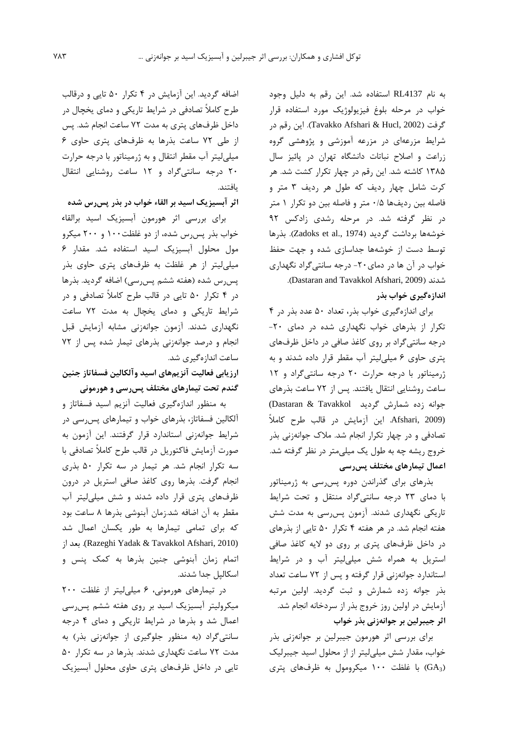به نام RL4137 استفاده شد. این رقم به دلیل وجود خواب در مرحله بلوغ فیزیولوژیک مورد استفاده قرار گرفت (Tavakko Afshari & Hucl, 2002). این رقم در شرایط مزرعه‌ای در مزرعه آموزشی و پژوهشی گروه زراعت و اصلاح نباتات دانشگاه تهران در پائیز سال ۱۳۸۵ کاشته شد. این رقم در چهار تکرار کشت شد. هر کرت شامل چهار ردیف که طول هر ردیف ۳ متر و فاصله بین ردیف‌ها ۰/۵ متر و فاصله بین دو تکرار ۱ متر در نظر گرفته شد. در مرحله رشدی زادکس ۹۲ خوشه‌ها برداشت گردید (Zadoks et al., 1974). بذرها توسط دست از خوشه‌ها جداسازی شده و جهت حفظ خواب در آن ها در دمای ۲۰- درجه سانتی‌گراد نگهداری شدند (Dastaran and Tavakkol Afshari, 2009).

**اندازه‌گیری خواب بذر**

برای اندازه‌گیری خواب بذر، تعداد ۵۰ عدد بذر در ۴ تکرار از بذرهای خواب نگهداری شده در دمای ۲۰- درجه سانتی‌گراد بر روی کاغذ صافی در داخل ظرف‌های پتری حاوی ۶ میلی‌لیتر آب مقطر قرار داده شدند و به ژرمیناتور با درجه حرارت ۲۰ درجه سانتی‌گراد و ۱۲ ساعت روشنایی انتقال یافتند. پس از ۷۲ ساعت بذرهای جوانه زده شمارش گردید (Dastaran & Tavakkol Afshari, 2009). این آزمایش در قالب طرح کاملاً تصادفی و در چهار تکرار انجام شد. ملاک جوانه‌زنی بذر خروج ریشه چه به طول یک میلی‌متر در نظر گرفته شد.

**اعمال تیمارهای مختلف پس‌رسی**

بذرهای برای گذراندن دوره پس‌رسی به ژرمیناتور با دمای ۲۳ درجه سانتی‌گراد منتقل و تحت شرایط تاریکی نگهداری شدند. آزمون پس‌رسی به مدت شش هفته انجام شد. در هر هفته ۴ تکرار ۵۰ تایی از بذرهای در داخل ظرف‌های پتری بر روی دو لایه کاغذ صافی استریل به همراه شش میلی‌لیتر آب و در شرایط استاندارد جوانه‌زنی قرار گرفته و پس از ۷۲ ساعت تعداد بذر جوانه زده شمارش و ثبت گردید. اولین مرتبه آزمایش در اولین روز خروج بذر از سردخانه انجام شد.

**اثر جیبرلین بر جوانه‌زنی بذر خواب**

برای بررسی اثر هورمون جیبرلین بر جوانه‌زنی بذر خواب، مقدار شش میلی‌لیتر از از محلول اسید جیبرلیک ($GA_3$) با غلظت ۱۰۰ میکرومول به ظرف‌های پتری اضافه گردید. این آزمایش در ۴ تکرار ۵۰ تایی و درقالب طرح کاملاً تصادفی در شرایط تاریکی و دمای یخچال در داخل ظرف‌های پتری به مدت ۷۲ ساعت انجام شد. پس از طی ۷۲ ساعت بذرها به ظرف‌های پتری حاوی ۶ میلی‌لیتر آب مقطر انتقال و به ژرمیناتور با درجه حرارت ۲۰ درجه سانتی‌گراد و ۱۲ ساعت روشنایی انتقال یافتند.

**اثر آبسیزیک اسید بر القاء خواب در بذر پس‌رس شده**

برای بررسی اثر هورمون آبسیزیک اسید برالقاء خواب بذر پس‌رس شده، از دو غلظت۱۰۰ و ۲۰۰ میکرو مول محلول آبسیزیک اسید استفاده شد. مقدار ۶ میلی‌لیتر از هر غلظت به ظرف‌های پتری حاوی بذر پس‌رس شده (هفته ششم پس‌رسی) اضافه گردید. بذرها در ۴ تکرار ۵۰ تایی در قالب طرح کاملاً تصادفی و در شرایط تاریکی و دمای یخچال به مدت ۷۲ ساعت نگهداری شدند. آزمون جوانه‌زنی مشابه آزمایش قبل انجام و درصد جوانه‌زنی بذرهای تیمار شده پس از ۷۲ ساعت اندازه‌گیری شد.

**ارزیابی فعالیت آنزیم‌های اسید وآلکالین فسفاتاز جنین گندم تحت تیمارهای مختلف پس‌رسی و هورمونی**

به منظور اندازه‌گیری فعالیت آنزیم اسید فسفاتاز و آلکالین فسفاتاز، بذرهای خواب و تیمارهای پس‌رسی در شرایط جوانه‌زنی استاندارد قرار گرفتند. این آزمون به صورت آزمایش فاکتوریل در قالب طرح کاملاً تصادفی با سه تکرار انجام شد. هر تیمار در سه تکرار ۵۰ بذری انجام گرفت. بذرها روی کاغذ صافی استریل در درون ظرف‌های پتری قرار داده شدند و شش میلی‌لیتر آب مقطر به آن اضافه شد.زمان آبنوشی بذرها ۸ ساعت بود که برای تمامی تیمارها به طور یکسان اعمال شد (Razeghi Yadak & Tavakkol Afshari, 2010). بعد از اتمام زمان آبنوشی جنین بذرها به کمک پنس و اسکالپل جدا شدند.

در تیمارهای هورمونی، ۶ میلی‌لیتر از غلظت ۲۰۰ میکرولیتر آبسیزیک اسید بر روی هفته ششم پس‌رسی اعمال شد و بذرها در شرایط تاریکی و دمای ۴ درجه سانتی‌گراد (به منظور جلوگیری از جوانه‌زنی بذر) به مدت ۷۲ ساعت نگهداری شدند. بذرها در سه تکرار ۵۰ تایی در داخل ظرف‌های پتری حاوی محلول آبسیزیک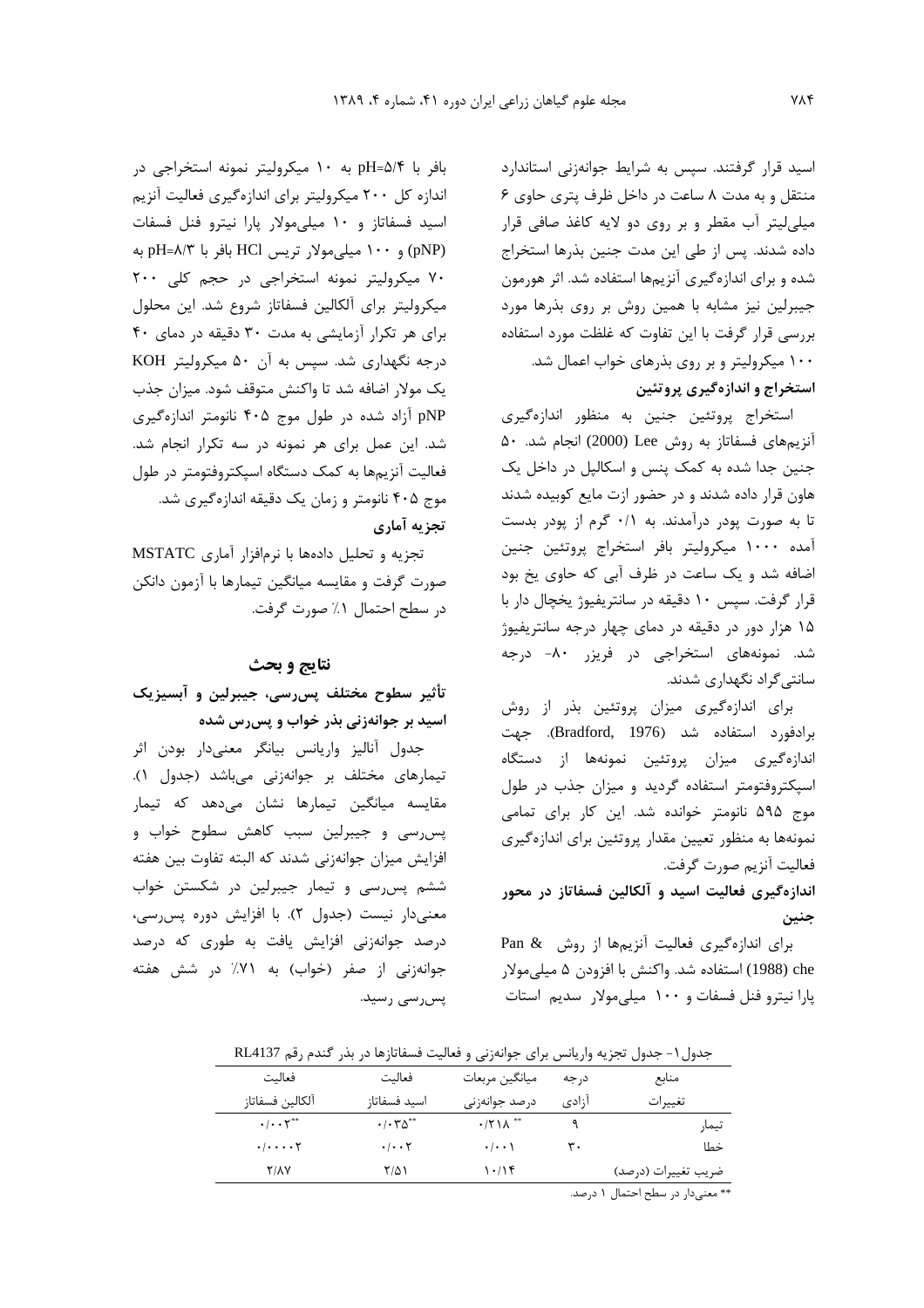اسید قرار گرفتند. سپس به شرایط جوانه‌زنی استاندارد منتقل و به مدت ۸ ساعت در داخل ظرف پتری حاوی ۶ میلی‌لیتر آب مقطر و بر روی دو لایه کاغذ صافی قرار داده شدند. پس از طی این مدت جنین بذرها استخراج شده و برای اندازه‌گیری آنزیم‌ها استفاده شد. اثر هورمون جیبرلین نیز مشابه با همین روش بر روی بذرها مورد بررسی قرار گرفت با این تفاوت که غلظت مورد استفاده ۱۰۰ میکرولیتر و بر روی بذرهای خواب اعمال شد.

**استخراج و اندازه‌گیری پروتئین**

استخراج پروتئین جنین به منظور اندازه‌گیری آنزیم‌های فسفاتاز به روش Lee (2000) انجام شد. ۵۰ جنین جدا شده به کمک پنس و اسکالپل در داخل یک هاون قرار داده شدند و در حضور ازت مایع کوبیده شدند تا به صورت پودر درآمدند. به ۰/۱ گرم از پودر بدست آمده ۱۰۰۰ میکرولیتر بافر استخراج پروتئین جنین اضافه شد و یک ساعت در ظرف آبی که حاوی یخ بود قرار گرفت. سپس ۱۰ دقیقه در سانتریفیوژ یخچال دار با ۱۵ هزار دور در دقیقه در دمای چهار درجه سانتریفیوژ شد. نمونه‌های استخراجی در فریزر ۸۰- درجه سانتی‌گراد نگهداری شدند.

برای اندازه‌گیری میزان پروتئین بذر از روش برادفورد استفاده شد (Bradford, 1976). جهت اندازه‌گیری میزان پروتئین نمونه‌ها از دستگاه اسپکتروفتومتر استفاده گردید و میزان جذب در طول موج ۵۹۵ نانومتر خوانده شد. این کار برای تمامی نمونه‌ها به منظور تعیین مقدار پروتئین برای اندازه‌گیری فعالیت آنزیم صورت گرفت.

**اندازه‌گیری فعالیت اسید و آلکالین فسفاتاز در محور جنین**

برای اندازه‌گیری فعالیت آنزیم‌ها از روش Pan & che (1988) استفاده شد. واکنش با افزودن ۵ میلی‌مولار پارا نیترو فنل فسفات و ۱۰۰ میلی‌مولار سدیم استات بافر با pH=۵/۴ به ۱۰ میکرولیتر نمونه استخراجی در اندازه کل ۲۰۰ میکرولیتر برای اندازه‌گیری فعالیت آنزیم اسید فسفاتاز و ۱۰ میلی‌مولار پارا نیترو فنل فسفات (pNP) و ۱۰۰ میلی‌مولار تریس HCl بافر با pH=۸/۳ به ۷۰ میکرولیتر نمونه استخراجی در حجم کلی ۲۰۰ میکرولیتر برای آلکالین فسفاتاز شروع شد. این محلول برای هر تکرار آزمایشی به مدت ۳۰ دقیقه در دمای ۴۰ درجه نگهداری شد. سپس به آن ۵۰ میکرولیتر KOH یک مولار اضافه شد تا واکنش متوقف شود. میزان جذب pNP آزاد شده در طول موج ۴۰۵ نانومتر اندازه‌گیری شد. این عمل برای هر نمونه در سه تکرار انجام شد. فعالیت آنزیم‌ها به کمک دستگاه اسپکتروفتومتر در طول موج ۴۰۵ نانومتر و زمان یک دقیقه اندازه‌گیری شد.

**تجزیه آماری**

تجزیه و تحلیل داده‌ها با نرم‌افزار آماری MSTATC صورت گرفت و مقایسه میانگین تیمارها با آزمون دانکن در سطح احتمال ۱٪ صورت گرفت.

## نتایج و بحث

### تأثیر سطوح مختلف پس‌رسی، جیبرلین و آبسیزیک اسید بر جوانه‌زنی بذر خواب و پس‌رس شده

جدول آنالیز واریانس بیانگر معنی‌دار بودن اثر تیمارهای مختلف بر جوانه‌زنی می‌باشد (جدول ۱). مقایسه میانگین تیمارها نشان می‌دهد که تیمار پس‌رسی و جیبرلین سبب کاهش سطوح خواب و افزایش میزان جوانه‌زنی شدند که البته تفاوت بین هفته ششم پس‌رسی و تیمار جیبرلین در شکستن خواب معنی‌دار نیست (جدول ۲). با افزایش دوره پس‌رسی، درصد جوانه‌زنی افزایش یافت به طوری که درصد جوانه‌زنی از صفر (خواب) به ۷۱٪ در شش هفته پس‌رسی رسید.

جدول۱- جدول تجزیه واریانس برای جوانه‌زنی و فعالیت فسفاتازها در بذر گندم رقم RL4137

| منابع تغییرات | درجه آزادی | میانگین مربعات درصد جوانه‌زنی | فعالیت اسید فسفاتاز | فعالیت آلکالین فسفاتاز |
|---|---|---|---|---|
| تیمار | ۹ | ۰/۲۱۸ ** | ۰/۰۳۵** | ۰/۰۰۲** |
| خطا | ۳۰ | ۰/۰۰۱ | ۰/۰۰۲ | ۰/۰۰۰۰۲ |
| ضریب تغییرات (درصد) | | ۱۰/۱۴ | ۲/۵۱ | ۲/۸۷ |

** معنی‌دار در سطح احتمال ۱ درصد.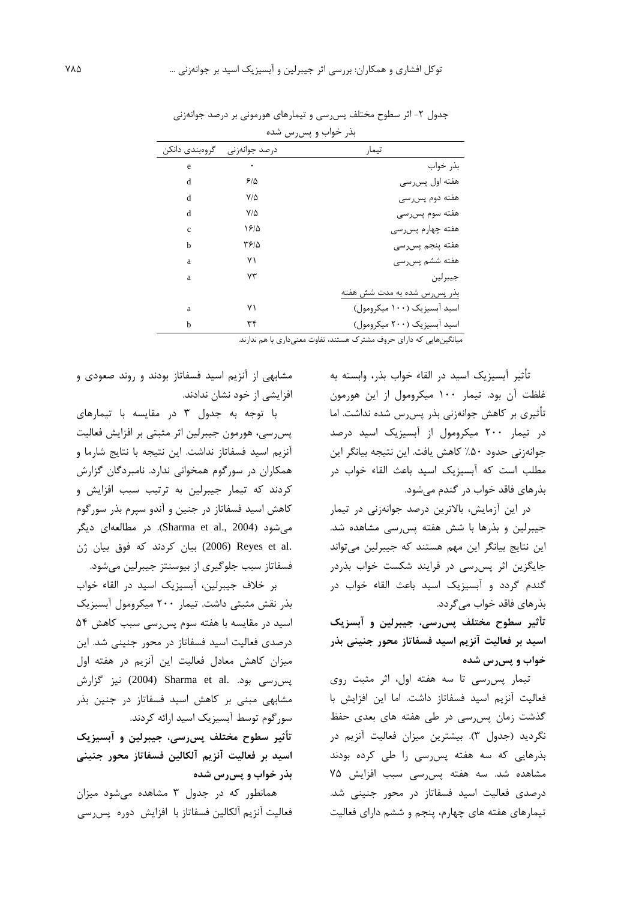جدول ۲- اثر سطوح مختلف پس‌رسی و تیمارهای هورمونی بر درصد جوانه‌زنی بذر خواب و پس‌رس شده

| تیمار | درصد جوانه‌زنی | گروه‌بندی دانکن |
|---|---|---|
| بذر خواب | ۰ | e |
| هفته اول پس‌رسی | ۶/۵ | d |
| هفته دوم پس‌رسی | ۷/۵ | d |
| هفته سوم پس‌رسی | ۷/۵ | d |
| هفته چهارم پس‌رسی | ۱۶/۵ | c |
| هفته پنجم پس‌رسی | ۳۶/۵ | b |
| هفته ششم پس‌رسی | ۷۱ | a |
| جیبرلین | ۷۳ | a |
| بذر پس‌رس شده به مدت شش هفته | | |
| اسید آبسیزیک (۱۰۰ میکرومول) | ۷۱ | a |
| اسید آبسیزیک (۲۰۰ میکرومول) | ۳۴ | b |

میانگین‌هایی که دارای حروف مشترک هستند، تفاوت معنی‌داری با هم ندارند.

تأثیر آبسیزیک اسید در القاء خواب بذر، وابسته به غلظت آن بود. تیمار ۱۰۰ میکرومول از این هورمون تأثیری بر کاهش جوانه‌زنی بذر پس‌رس شده نداشت. اما در تیمار ۲۰۰ میکرومول از آبسیزیک اسید درصد جوانه‌زنی حدود ۵۰٪ کاهش یافت. این نتیجه بیانگر این مطلب است که آبسیزیک اسید باعث القاء خواب در بذرهای فاقد خواب در گندم می‌شود.

در این آزمایش، بالاترین درصد جوانه‌زنی در تیمار جیبرلین و بذرها با شش هفته پس‌رسی مشاهده شد. این نتایج بیانگر این مهم هستند که جیبرلین می‌تواند جایگزین اثر پس‌رسی در فرایند شکست خواب بذردر گندم گردد و آبسیزیک اسید باعث القاء خواب در بذرهای فاقد خواب می‌گردد.

**تأثیر سطوح مختلف پس‌رسی، جیبرلین و آبسزیک اسید بر فعالیت آنزیم اسید فسفاتاز محور جنینی بذر خواب و پس‌رس شده**

تیمار پس‌رسی تا سه هفته اول، اثر مثبت روی فعالیت آنزیم اسید فسفاتاز داشت. اما این افزایش با گذشت زمان پس‌رسی در طی هفته های بعدی حفظ نگردید (جدول ۳). بیشترین میزان فعالیت آنزیم در بذرهایی که سه هفته پس‌رسی را طی کرده بودند مشاهده شد. سه هفته پس‌رسی سبب افزایش ۷۵ درصدی فعالیت اسید فسفاتاز در محور جنینی شد. تیمارهای هفته های چهارم، پنجم و ششم دارای فعالیت مشابهی از آنزیم اسید فسفاتاز بودند و روند صعودی و افزایشی از خود نشان ندادند.

با توجه به جدول ۳ در مقایسه با تیمارهای پس‌رسی، هورمون جیبرلین اثر مثبتی بر افزایش فعالیت آنزیم اسید فسفاتاز نداشت. این نتیجه با نتایج شارما و همکاران در سورگوم همخوانی ندارد. نامبردگان گزارش کردند که تیمار جیبرلین به ترتیب سبب افزایش و کاهش اسید فسفاتاز در جنین و آندو سپرم بذر سورگوم می‌شود (Sharma et al., 2004). در مطالعه‌ای دیگر Reyes et al. (2006) بیان کردند که فوق بیان ژن فسفاتاز سبب جلوگیری از بیوسنتز جیبرلین می‌شود.

بر خلاف جیبرلین، آبسیزیک اسید در القاء خواب بذر نقش مثبتی داشت. تیمار ۲۰۰ میکرومول آبسیزیک اسید در مقایسه با هفته سوم پس‌رسی سبب کاهش ۵۴ درصدی فعالیت اسید فسفاتاز در محور جنینی شد. این میزان کاهش معادل فعالیت این آنزیم در هفته اول پس‌رسی بود. Sharma et al. (2004) نیز گزارش مشابهی مبنی بر کاهش اسید فسفاتاز در جنین بذر سورگوم توسط آبسیزیک اسید ارائه کردند.

**تأثیر سطوح مختلف پس‌رسی، جیبرلین و آبسیزیک اسید بر فعالیت آنزیم آلکالین فسفاتاز محور جنینی بذر خواب و پس‌رس شده**

همانطور که در جدول ۳ مشاهده می‌شود میزان فعالیت آنزیم آلکالین فسفاتاز با افزایش دوره پس‌رسی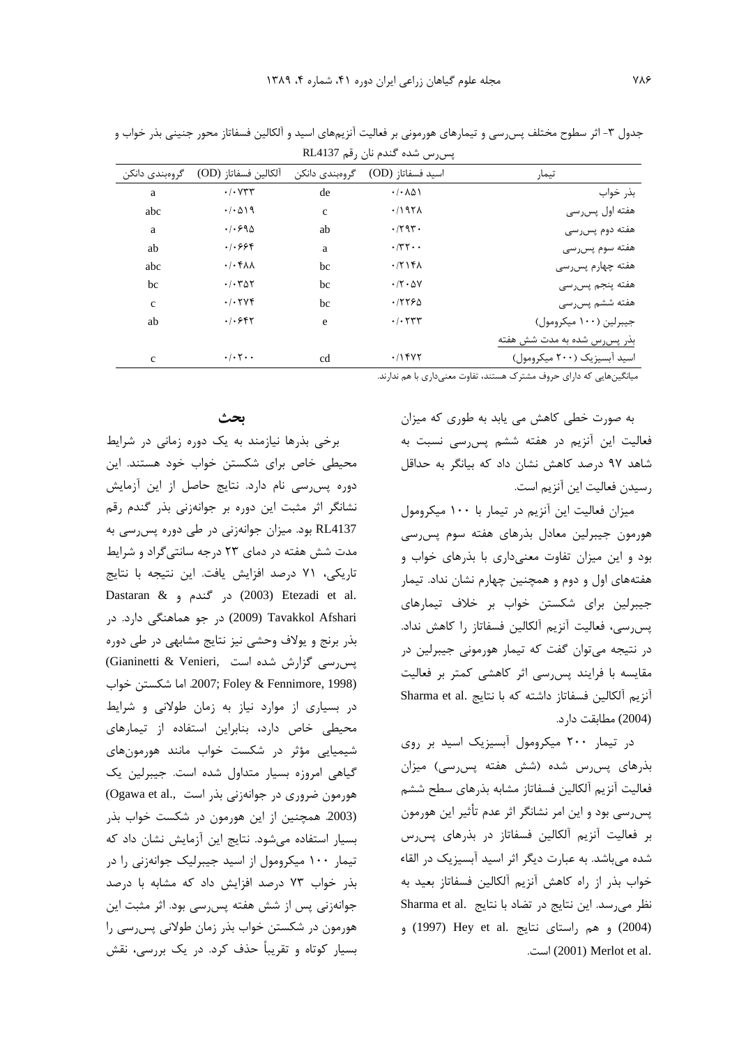جدول ۳- اثر سطوح مختلف پس‌رسی و تیمارهای هورمونی بر فعالیت آنزیم‌های اسید و آلکالین فسفاتاز محور جنینی بذر خواب و پس‌رس شده گندم نان رقم RL4137

| تیمار | اسید فسفاتاز (OD) | گروه‌بندی دانکن | آلکالین فسفاتاز (OD) | گروه‌بندی دانکن |
|---|---|---|---|---|
| بذر خواب | ۰/۰۸۵۱ | de | ۰/۰۷۳۳ | a |
| هفته اول پس‌رسی | ۰/۱۹۲۸ | c | ۰/۰۵۱۹ | abc |
| هفته دوم پس‌رسی | ۰/۲۹۳۰ | ab | ۰/۰۶۹۵ | a |
| هفته سوم پس‌رسی | ۰/۳۲۰۰ | a | ۰/۰۶۶۴ | ab |
| هفته چهارم پس‌رسی | ۰/۲۱۴۸ | bc | ۰/۰۴۸۸ | abc |
| هفته پنجم پس‌رسی | ۰/۲۰۵۷ | bc | ۰/۰۳۵۲ | bc |
| هفته ششم پس‌رسی | ۰/۲۲۶۵ | bc | ۰/۰۲۷۴ | c |
| جیبرلین (۱۰۰ میکرومول) | ۰/۰۲۳۳ | e | ۰/۰۶۴۲ | ab |
| بذر پس‌رس شده به مدت شش هفته | | | | |
| اسید آبسیزیک (۲۰۰ میکرومول) | ۰/۱۴۷۲ | cd | ۰/۰۲۰۰ | c |

میانگین‌هایی که دارای حروف مشترک هستند، تفاوت معنی‌داری با هم ندارند.

به صورت خطی کاهش می یابد به طوری که میزان فعالیت این آنزیم در هفته ششم پس‌رسی نسبت به شاهد ۹۷ درصد کاهش نشان داد که بیانگر به حداقل رسیدن فعالیت این آنزیم است.

میزان فعالیت این آنزیم در تیمار با ۱۰۰ میکرومول هورمون جیبرلین معادل بذرهای هفته سوم پس‌رسی بود و این میزان تفاوت معنی‌داری با بذرهای خواب و هفته‌های اول و دوم و همچنین چهارم نشان نداد. تیمار جیبرلین برای شکستن خواب بر خلاف تیمارهای پس‌رسی، فعالیت آنزیم آلکالین فسفاتاز را کاهش نداد. در نتیجه می‌توان گفت که تیمار هورمونی جیبرلین در مقایسه با فرایند پس‌رسی اثر کاهشی کمتر بر فعالیت آنزیم آلکالین فسفاتاز داشته که با نتایج Sharma et al. (2004) مطابقت دارد.

در تیمار ۲۰۰ میکرومول آبسیزیک اسید بر روی بذرهای پس‌رس شده (شش هفته پس‌رسی) میزان فعالیت آنزیم آلکالین فسفاتاز مشابه بذرهای سطح ششم پس‌رسی بود و این امر نشانگر اثر عدم تأثیر این هورمون بر فعالیت آنزیم آلکالین فسفاتاز در بذرهای پس‌رس شده می‌باشد. به عبارت دیگر اثر اسید آبسیزیک در القاء خواب بذر از راه کاهش آنزیم آلکالین فسفاتاز بعید به نظر می‌رسد. این نتایج در تضاد با نتایج Sharma et al. (2004) و هم راستای نتایج Hey et al. (1997) و Merlot et al. (2001) است.

## بحث

برخی بذرها نیازمند به یک دوره زمانی در شرایط محیطی خاص برای شکستن خواب خود هستند. این دوره پس‌رسی نام دارد. نتایج حاصل از این آزمایش نشانگر اثر مثبت این دوره بر جوانه‌زنی بذر گندم رقم RL4137 بود. میزان جوانه‌زنی در طی دوره پس‌رسی به مدت شش هفته در دمای ۲۳ درجه سانتی‌گراد و شرایط تاریکی، ۷۱ درصد افزایش یافت. این نتیجه با نتایج Etezadi et al. (2003) در گندم و Dastaran & Tavakkol Afshari (2009) در جو هماهنگی دارد. در بذر برنج و یولاف وحشی نیز نتایج مشابهی در طی دوره پس‌رسی گزارش شده است (Gianinetti & Venieri, 2007; Foley & Fennimore, 1998). اما شکستن خواب در بسیاری از موارد نیاز به زمان طولانی و شرایط محیطی خاص دارد، بنابراین استفاده از تیمارهای شیمیایی مؤثر در شکست خواب مانند هورمون‌های گیاهی امروزه بسیار متداول شده است. جیبرلین یک هورمون ضروری در جوانه‌زنی بذر است (Ogawa et al., 2003). همچنین از این هورمون در شکست خواب بذر بسیار استفاده می‌شود. نتایج این آزمایش نشان داد که تیمار ۱۰۰ میکرومول از اسید جیبرلیک جوانه‌زنی را در بذر خواب ۷۳ درصد افزایش داد که مشابه با درصد جوانه‌زنی پس از شش هفته پس‌رسی بود. اثر مثبت این هورمون در شکستن خواب بذر زمان طولانی پس‌رسی را بسیار کوتاه و تقریباً حذف کرد. در یک بررسی، نقش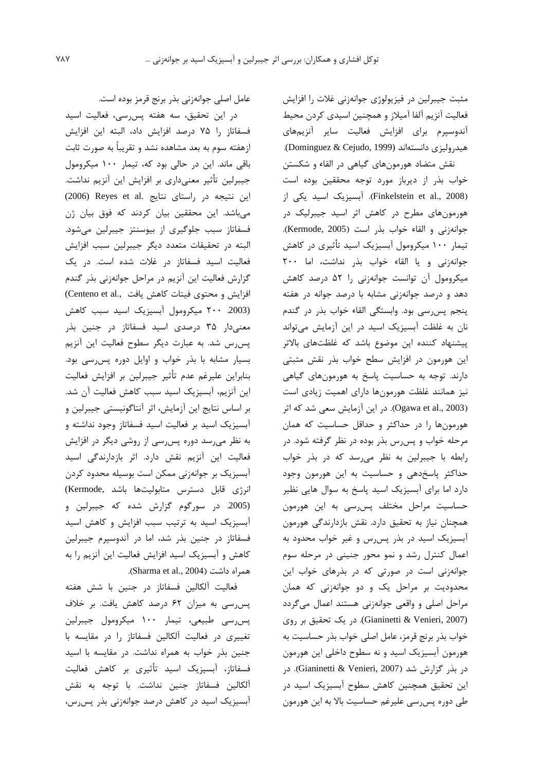مثبت جیبرلین در فیزیولوژی جوانه‌زنی غلات را افزایش فعالیت آنزیم آلفا آمیلاز و همچنین اسیدی کردن محیط آندوسپرم برای افزایش فعالیت سایر آنزیم‌های هیدرولیزی دانسته‌اند (Dominguez & Cejudo, 1999).

نقش متضاد هورمون‌های گیاهی در القاء و شکستن خواب بذر از دیرباز مورد توجه محققین بوده است (Finkelstein et al., 2008). آبسیزیک اسید یکی از هورمون‌های مطرح در کاهش اثر اسید جیبرلیک در جوانه‌زنی و القاء خواب بذر است (Kermode, 2005). تیمار ۱۰۰ میکرومول آبسیزیک اسید تأثیری در کاهش جوانه‌زنی و یا القاء خواب بذر نداشت، اما ۲۰۰ میکرومول آن توانست جوانه‌زنی را ۵۲ درصد کاهش دهد و درصد جوانه‌زنی مشابه با درصد جوانه در هفته پنجم پس‌رسی بود. وابستگی القاء خواب بذر در گندم نان به غلظت آبسیزیک اسید در این آزمایش می‌تواند پیشنهاد کننده این موضوع باشد که غلظت‌های بالاتر این هورمون در افزایش سطح خواب بذر نقش مثبتی دارند. توجه به حساسیت پاسخ به هورمون‌های گیاهی نیز همانند غلظت هورمون‌ها دارای اهمیت زیادی است (Ogawa et al., 2003). در این آزمایش سعی شد که اثر هورمون‌ها را در حداکثر و حداقل حساسیت که همان مرحله خواب و پس‌رس بذر بوده در نظر گرفته شود. در رابطه با جیبرلین به نظر می‌رسد که در بذر خواب حداکثر پاسخ‌دهی و حساسیت به این هورمون وجود دارد اما برای آبسیزیک اسید پاسخ به سوال هایی نظیر حساسیت مراحل مختلف پس‌رسی به این هورمون همچنان نیاز به تحقیق دارد. نقش بازدارندگی هورمون آبسیزیک اسید در بذر پس‌رس و غیر خواب محدود به اعمال کنترل رشد و نمو محور جنینی در مرحله سوم جوانه‌زنی است در صورتی که در بذرهای خواب این محدودیت بر مراحل یک و دو جوانه‌زنی که همان مراحل اصلی و واقعی جوانه‌زنی هستند اعمال می‌گردد (Gianinetti & Venieri, 2007). در یک تحقیق بر روی خواب بذر برنج قرمز، عامل اصلی خواب بذر حساسیت به هورمون آبسیزیک اسید و نه سطوح داخلی این هورمون در بذر گزارش شد (Gianinetti & Venieri, 2007). در این تحقیق همچنین کاهش سطوح آبسیزیک اسید در طی دوره پس‌رسی علیرغم حساسیت بالا به این هورمون عامل اصلی جوانه‌زنی بذر برنج قرمز بوده است.

در این تحقیق، سه هفته پس‌رسی، فعالیت اسید فسفاتاز را ۷۵ درصد افزایش داد، البته این افزایش ازهفته سوم به بعد مشاهده نشد و تقریباً به صورت ثابت باقی ماند. این در حالی بود که، تیمار ۱۰۰ میکرومول جیبرلین تأثیر معنی‌داری بر افزایش این آنزیم نداشت. این نتیجه در راستای نتایج .Reyes et al (2006) می‌باشد. این محققین بیان کردند که فوق بیان ژن فسفاتاز سبب جلوگیری از بیوسنتز جیبرلین می‌شود. البته در تحقیقات متعدد دیگر جیبرلین سبب افزایش فعالیت اسید فسفاتاز در غلات شده است. در یک گزارش فعالیت این آنزیم در مراحل جوانه‌زنی بذر گندم افزایش و محتوی فیتات کاهش یافت (Centeno et al., 2003). ۲۰۰ میکرومول آبسیزیک اسید سبب کاهش معنی‌دار ۳۵ درصدی اسید فسفاتاز در جنین بذر پس‌رس شد. به عبارت دیگر سطوح فعالیت این آنزیم بسیار مشابه با بذر خواب و اوایل دوره پس‌رسی بود. بنابراین علیرغم عدم تأثیر جیبرلین بر افزایش فعالیت این آنزیم، آبسیزیک اسید سبب کاهش فعالیت آن شد. بر اساس نتایج این آزمایش، اثر آنتاگونیستی جیبرلین و آبسیزیک اسید بر فعالیت اسید فسفاتاز وجود نداشته و به نظر می‌رسد دوره پس‌رسی از روشی دیگر در افزایش فعالیت این آنزیم نقش دارد. اثر بازدارندگی اسید آبسیزیک بر جوانه‌زنی ممکن است بوسیله محدود کردن انرژی قابل دسترس متابولیت‌ها باشد (Kermode, 2005). در سورگوم گزارش شده که جیبرلین و آبسیزیک اسید به ترتیب سبب افزایش و کاهش اسید فسفاتاز در جنین بذر شد، اما در آندوسپرم جیبرلین کاهش و آبسیزیک اسید افزایش فعالیت این آنزیم را به همراه داشت (Sharma et al., 2004).

فعالیت آلکالین فسفاتاز در جنین با شش هفته پس‌رسی به میزان ۶۲ درصد کاهش یافت. بر خلاف پس‌رسی طبیعی، تیمار ۱۰۰ میکرومول جیبرلین تغییری در فعالیت آلکالین فسفاتاز را در مقایسه با جنین بذر خواب به همراه نداشت. در مقایسه با اسید فسفاتاز، آبسیزیک اسید تأثیری بر کاهش فعالیت آلکالین فسفاتاز جنین نداشت. با توجه به نقش آبسیزیک اسید در کاهش درصد جوانه‌زنی بذر پس‌رس،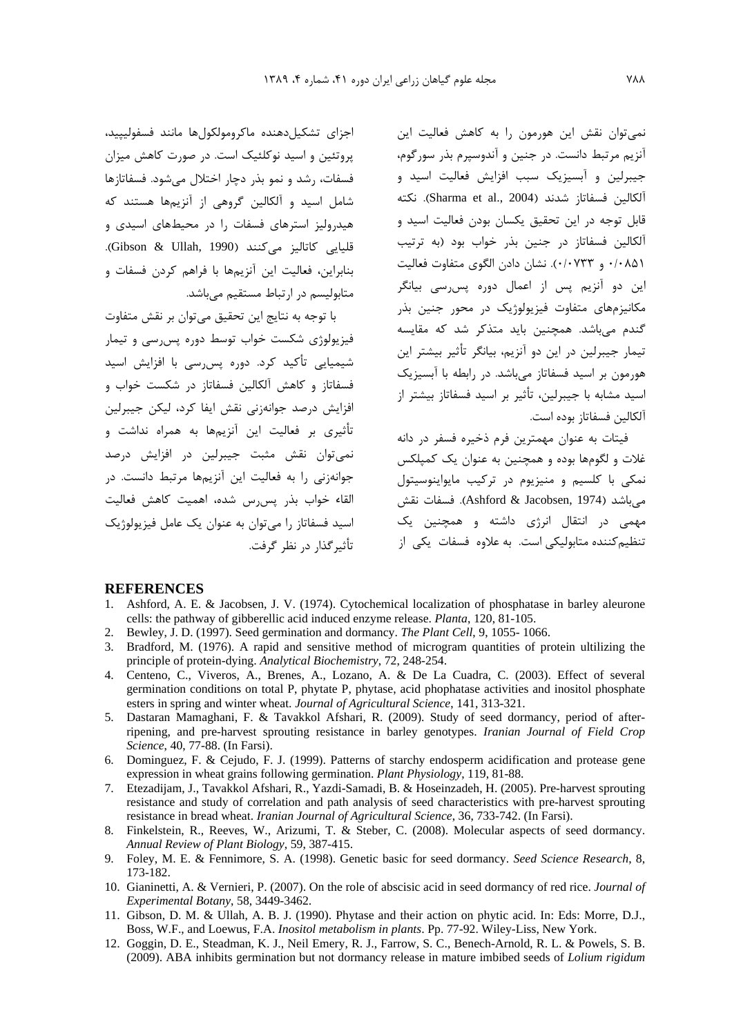نمی‌توان نقش این هورمون را به کاهش فعالیت این آنزیم مرتبط دانست. در جنین و آندوسپرم بذر سورگوم، جیبرلین و آبسیزیک سبب افزایش فعالیت اسید و آلکالین فسفاتاز شدند (Sharma et al., 2004). نکته قابل توجه در این تحقیق یکسان بودن فعالیت اسید و آلکالین فسفاتاز در جنین بذر خواب بود (به ترتیب ۰/۰۸۵۱ و ۰/۰۷۳۳). نشان دادن الگوی متفاوت فعالیت این دو آنزیم پس از اعمال دوره پس‌رسی بیانگر مکانیزم‌های متفاوت فیزیولوژیک در محور جنین بذر گندم می‌باشد. همچنین باید متذکر شد که مقایسه تیمار جیبرلین در این دو آنزیم، بیانگر تأثیر بیشتر این هورمون بر اسید فسفاتاز می‌باشد. در رابطه با آبسیزیک اسید مشابه با جیبرلین، تأثیر بر اسید فسفاتاز بیشتر از آلکالین فسفاتاز بوده است.

فیتات به عنوان مهمترین فرم ذخیره فسفر در دانه غلات و لگوم‌ها بوده و همچنین به عنوان یک کمپلکس نمکی با کلسیم و منیزیوم در ترکیب مایواینوسیتول می‌باشد (Ashford & Jacobsen, 1974). فسفات نقش مهمی در انتقال انرژی داشته و همچنین یک تنظیم‌کننده متابولیکی است. به علاوه فسفات یکی از اجزای تشکیل‌دهنده ماکرومولکول‌ها مانند فسفولیپید، پروتئین و اسید نوکلئیک است. در صورت کاهش میزان فسفات، رشد و نمو بذر دچار اختلال می‌شود. فسفاتازها شامل اسید و آلکالین گروهی از آنزیم‌ها هستند که هیدرولیز استرهای فسفات را در محیط‌های اسیدی و قلیایی کاتالیز می‌کنند (Gibson & Ullah, 1990). بنابراین، فعالیت این آنزیم‌ها با فراهم کردن فسفات و متابولیسم در ارتباط مستقیم می‌باشد.

با توجه به نتایج این تحقیق می‌توان بر نقش متفاوت فیزیولوژی شکست خواب توسط دوره پس‌رسی و تیمار شیمیایی تأکید کرد. دوره پس‌رسی با افزایش اسید فسفاتاز و کاهش آلکالین فسفاتاز در شکست خواب و افزایش درصد جوانه‌زنی نقش ایفا کرد، لیکن جیبرلین تأثیری بر فعالیت این آنزیم‌ها به همراه نداشت و نمی‌توان نقش مثبت جیبرلین در افزایش درصد جوانه‌زنی را به فعالیت این آنزیم‌ها مرتبط دانست. در القاء خواب بذر پس‌رس شده، اهمیت کاهش فعالیت اسید فسفاتاز را می‌توان به عنوان یک عامل فیزیولوژیک تأثیرگذار در نظر گرفت.

## REFERENCES

1. Ashford, A. E. & Jacobsen, J. V. (1974). Cytochemical localization of phosphatase in barley aleurone cells: the pathway of gibberellic acid induced enzyme release. *Planta*, 120, 81-105.
2. Bewley, J. D. (1997). Seed germination and dormancy. *The Plant Cell*, 9, 1055- 1066.
3. Bradford, M. (1976). A rapid and sensitive method of microgram quantities of protein ultilizing the principle of protein-dying. *Analytical Biochemistry*, 72, 248-254.
4. Centeno, C., Viveros, A., Brenes, A., Lozano, A. & De La Cuadra, C. (2003). Effect of several germination conditions on total P, phytate P, phytase, acid phophatase activities and inositol phosphate esters in spring and winter wheat. *Journal of Agricultural Science*, 141, 313-321.
5. Dastaran Mamaghani, F. & Tavakkol Afshari, R. (2009). Study of seed dormancy, period of after-ripening, and pre-harvest sprouting resistance in barley genotypes. *Iranian Journal of Field Crop Science*, 40, 77-88. (In Farsi).
6. Dominguez, F. & Cejudo, F. J. (1999). Patterns of starchy endosperm acidification and protease gene expression in wheat grains following germination. *Plant Physiology*, 119, 81-88.
7. Etezadijam, J., Tavakkol Afshari, R., Yazdi-Samadi, B. & Hoseinzadeh, H. (2005). Pre-harvest sprouting resistance and study of correlation and path analysis of seed characteristics with pre-harvest sprouting resistance in bread wheat. *Iranian Journal of Agricultural Science*, 36, 733-742. (In Farsi).
8. Finkelstein, R., Reeves, W., Arizumi, T. & Steber, C. (2008). Molecular aspects of seed dormancy. *Annual Review of Plant Biology*, 59, 387-415.
9. Foley, M. E. & Fennimore, S. A. (1998). Genetic basic for seed dormancy. *Seed Science Research*, 8, 173-182.
10. Gianinetti, A. & Vernieri, P. (2007). On the role of abscisic acid in seed dormancy of red rice. *Journal of Experimental Botany*, 58, 3449-3462.
11. Gibson, D. M. & Ullah, A. B. J. (1990). Phytase and their action on phytic acid. In: Eds: Morre, D.J., Boss, W.F., and Loewus, F.A. *Inositol metabolism in plants*. Pp. 77-92. Wiley-Liss, New York.
12. Goggin, D. E., Steadman, K. J., Neil Emery, R. J., Farrow, S. C., Benech-Arnold, R. L. & Powels, S. B. (2009). ABA inhibits germination but not dormancy release in mature imbibed seeds of *Lolium rigidum*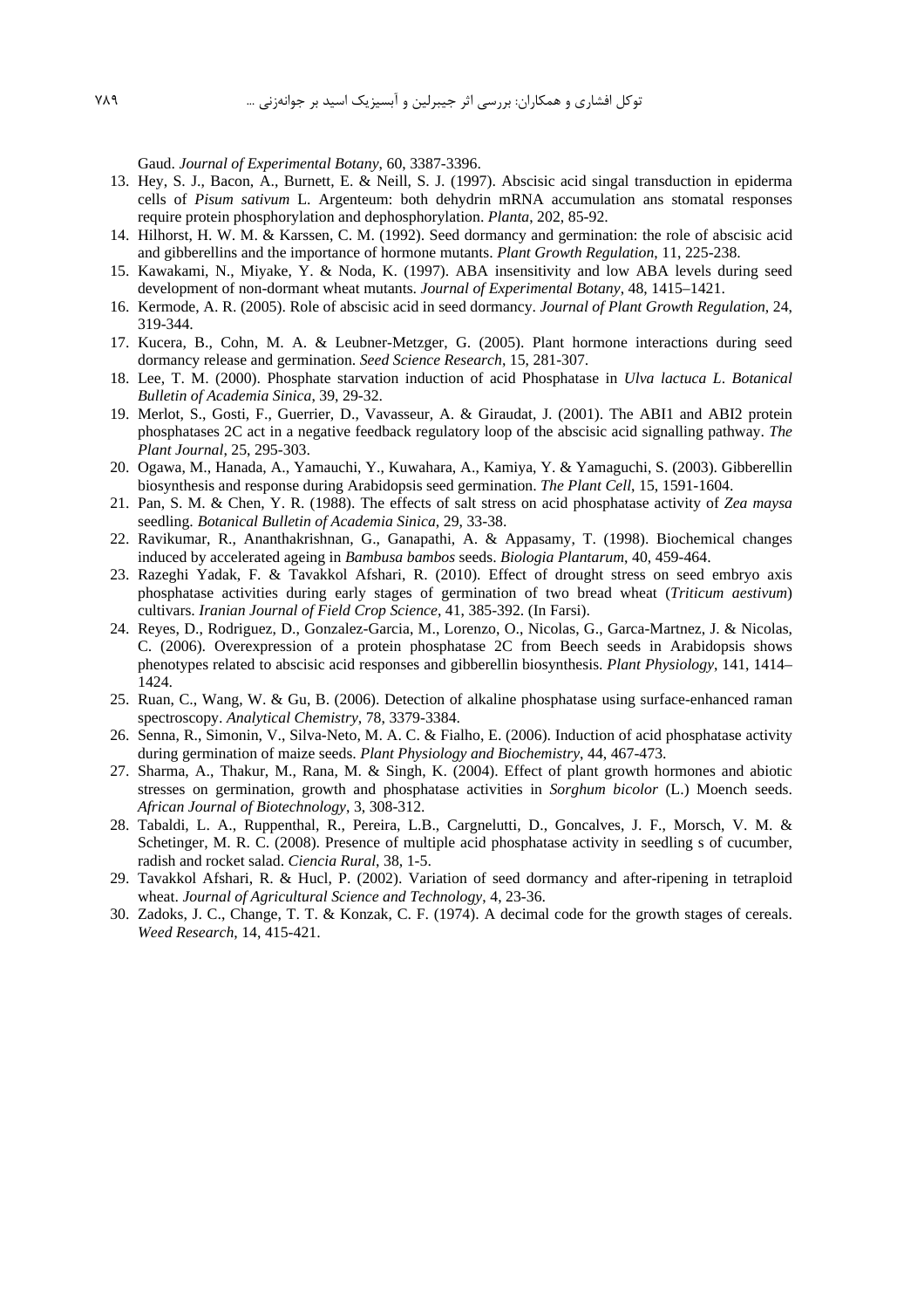Gaud. *Journal of Experimental Botany*, 60, 3387-3396.

13. Hey, S. J., Bacon, A., Burnett, E. & Neill, S. J. (1997). Abscisic acid singal transduction in epiderma cells of *Pisum sativum* L. Argenteum: both dehydrin mRNA accumulation ans stomatal responses require protein phosphorylation and dephosphorylation. *Planta*, 202, 85-92.
14. Hilhorst, H. W. M. & Karssen, C. M. (1992). Seed dormancy and germination: the role of abscisic acid and gibberellins and the importance of hormone mutants. *Plant Growth Regulation*, 11, 225-238.
15. Kawakami, N., Miyake, Y. & Noda, K. (1997). ABA insensitivity and low ABA levels during seed development of non-dormant wheat mutants. *Journal of Experimental Botany*, 48, 1415–1421.
16. Kermode, A. R. (2005). Role of abscisic acid in seed dormancy. *Journal of Plant Growth Regulation*, 24, 319-344.
17. Kucera, B., Cohn, M. A. & Leubner-Metzger, G. (2005). Plant hormone interactions during seed dormancy release and germination. *Seed Science Research*, 15, 281-307.
18. Lee, T. M. (2000). Phosphate starvation induction of acid Phosphatase in *Ulva lactuca L*. *Botanical Bulletin of Academia Sinica*, 39, 29-32.
19. Merlot, S., Gosti, F., Guerrier, D., Vavasseur, A. & Giraudat, J. (2001). The ABI1 and ABI2 protein phosphatases 2C act in a negative feedback regulatory loop of the abscisic acid signalling pathway. *The Plant Journal*, 25, 295-303.
20. Ogawa, M., Hanada, A., Yamauchi, Y., Kuwahara, A., Kamiya, Y. & Yamaguchi, S. (2003). Gibberellin biosynthesis and response during Arabidopsis seed germination. *The Plant Cell*, 15, 1591-1604.
21. Pan, S. M. & Chen, Y. R. (1988). The effects of salt stress on acid phosphatase activity of *Zea maysa* seedling. *Botanical Bulletin of Academia Sinica*, 29, 33-38.
22. Ravikumar, R., Ananthakrishnan, G., Ganapathi, A. & Appasamy, T. (1998). Biochemical changes induced by accelerated ageing in *Bambusa bambos* seeds. *Biologia Plantarum*, 40, 459-464.
23. Razeghi Yadak, F. & Tavakkol Afshari, R. (2010). Effect of drought stress on seed embryo axis phosphatase activities during early stages of germination of two bread wheat (*Triticum aestivum*) cultivars. *Iranian Journal of Field Crop Science*, 41, 385-392. (In Farsi).
24. Reyes, D., Rodriguez, D., Gonzalez-Garcia, M., Lorenzo, O., Nicolas, G., Garca-Martnez, J. & Nicolas, C. (2006). Overexpression of a protein phosphatase 2C from Beech seeds in Arabidopsis shows phenotypes related to abscisic acid responses and gibberellin biosynthesis. *Plant Physiology*, 141, 1414–1424.
25. Ruan, C., Wang, W. & Gu, B. (2006). Detection of alkaline phosphatase using surface-enhanced raman spectroscopy. *Analytical Chemistry*, 78, 3379-3384.
26. Senna, R., Simonin, V., Silva-Neto, M. A. C. & Fialho, E. (2006). Induction of acid phosphatase activity during germination of maize seeds. *Plant Physiology and Biochemistry*, 44, 467-473.
27. Sharma, A., Thakur, M., Rana, M. & Singh, K. (2004). Effect of plant growth hormones and abiotic stresses on germination, growth and phosphatase activities in *Sorghum bicolor* (L.) Moench seeds. *African Journal of Biotechnology*, 3, 308-312.
28. Tabaldi, L. A., Ruppenthal, R., Pereira, L.B., Cargnelutti, D., Goncalves, J. F., Morsch, V. M. & Schetinger, M. R. C. (2008). Presence of multiple acid phosphatase activity in seedling s of cucumber, radish and rocket salad. *Ciencia Rural*, 38, 1-5.
29. Tavakkol Afshari, R. & Hucl, P. (2002). Variation of seed dormancy and after-ripening in tetraploid wheat. *Journal of Agricultural Science and Technology*, 4, 23-36.
30. Zadoks, J. C., Change, T. T. & Konzak, C. F. (1974). A decimal code for the growth stages of cereals. *Weed Research*, 14, 415-421.